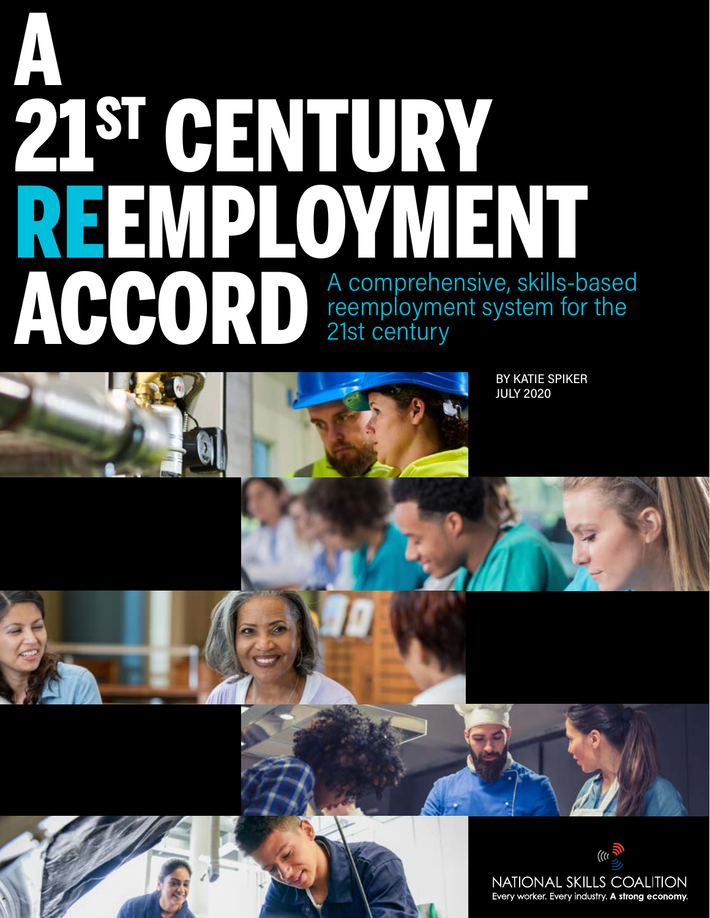# A 21ST CENTURY REEMPLOYMENT ACCORD

A comprehensive, skills-based reemployment system for the 21st century

BY KATIE SPIKER
JULY 2020

NATIONAL SKILLS COALITION
Every worker. Every industry. **A strong economy.**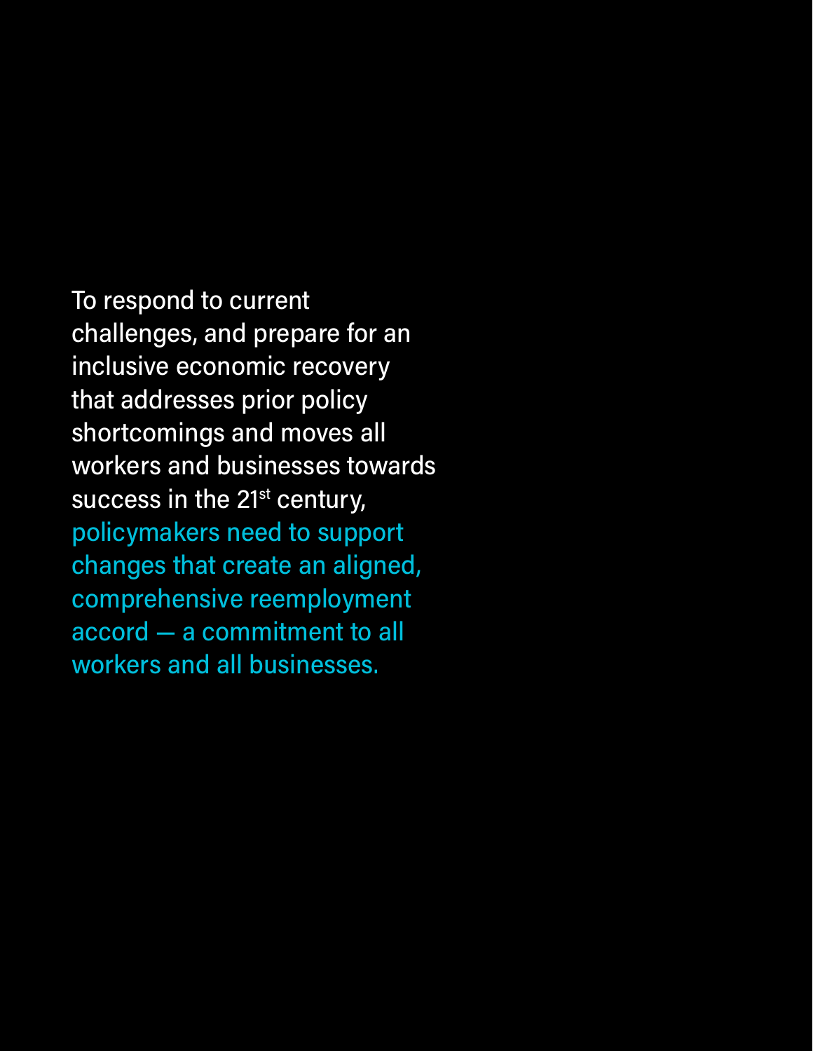To respond to current challenges, and prepare for an inclusive economic recovery that addresses prior policy shortcomings and moves all workers and businesses towards success in the 21st century, **policymakers need to support changes that create an aligned, comprehensive reemployment accord — a commitment to all workers and all businesses.**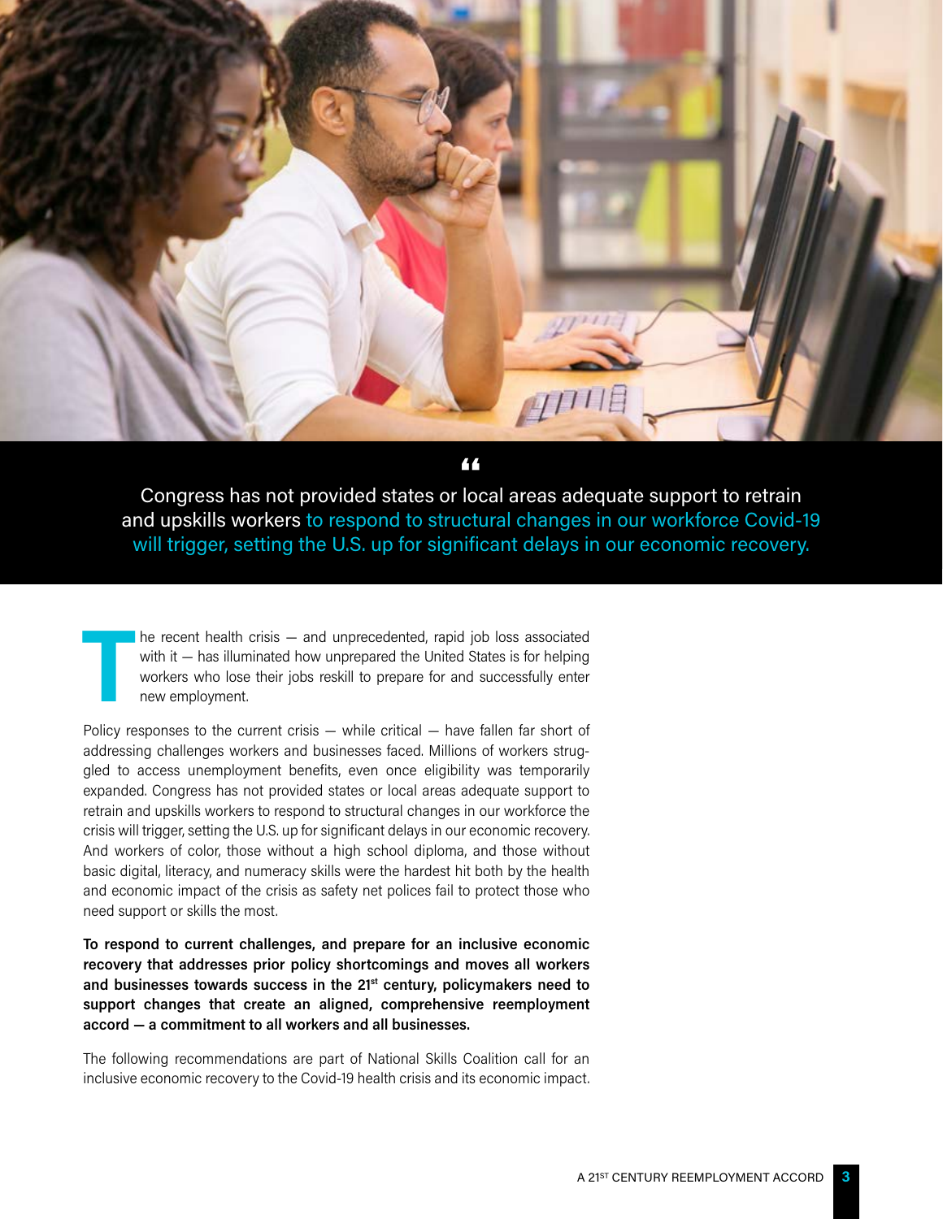> Congress has not provided states or local areas adequate support to retrain and upskills workers to respond to structural changes in our workforce Covid-19 will trigger, setting the U.S. up for significant delays in our economic recovery.

The recent health crisis — and unprecedented, rapid job loss associated with it — has illuminated how unprepared the United States is for helping workers who lose their jobs reskill to prepare for and successfully enter new employment.

Policy responses to the current crisis — while critical — have fallen far short of addressing challenges workers and businesses faced. Millions of workers struggled to access unemployment benefits, even once eligibility was temporarily expanded. Congress has not provided states or local areas adequate support to retrain and upskills workers to respond to structural changes in our workforce the crisis will trigger, setting the U.S. up for significant delays in our economic recovery. And workers of color, those without a high school diploma, and those without basic digital, literacy, and numeracy skills were the hardest hit both by the health and economic impact of the crisis as safety net polices fail to protect those who need support or skills the most.

**To respond to current challenges, and prepare for an inclusive economic recovery that addresses prior policy shortcomings and moves all workers and businesses towards success in the 21st century, policymakers need to support changes that create an aligned, comprehensive reemployment accord — a commitment to all workers and all businesses.**

The following recommendations are part of National Skills Coalition call for an inclusive economic recovery to the Covid-19 health crisis and its economic impact.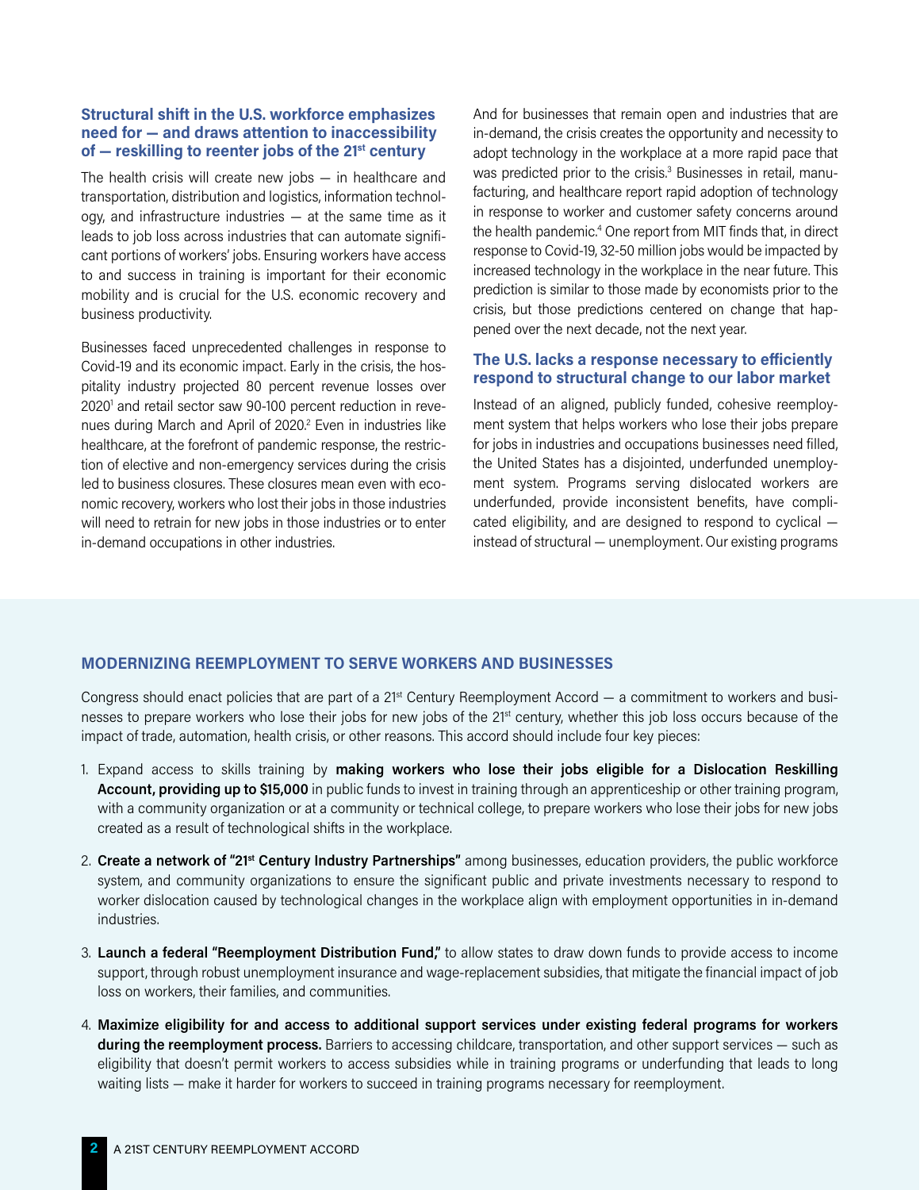### Structural shift in the U.S. workforce emphasizes need for — and draws attention to inaccessibility of — reskilling to reenter jobs of the 21st century

The health crisis will create new jobs — in healthcare and transportation, distribution and logistics, information technology, and infrastructure industries — at the same time as it leads to job loss across industries that can automate significant portions of workers' jobs. Ensuring workers have access to and success in training is important for their economic mobility and is crucial for the U.S. economic recovery and business productivity.

Businesses faced unprecedented challenges in response to Covid-19 and its economic impact. Early in the crisis, the hospitality industry projected 80 percent revenue losses over 2020[1] and retail sector saw 90-100 percent reduction in revenues during March and April of 2020.[2] Even in industries like healthcare, at the forefront of pandemic response, the restriction of elective and non-emergency services during the crisis led to business closures. These closures mean even with economic recovery, workers who lost their jobs in those industries will need to retrain for new jobs in those industries or to enter in-demand occupations in other industries.

And for businesses that remain open and industries that are in-demand, the crisis creates the opportunity and necessity to adopt technology in the workplace at a more rapid pace that was predicted prior to the crisis.[3] Businesses in retail, manufacturing, and healthcare report rapid adoption of technology in response to worker and customer safety concerns around the health pandemic.[4] One report from MIT finds that, in direct response to Covid-19, 32-50 million jobs would be impacted by increased technology in the workplace in the near future. This prediction is similar to those made by economists prior to the crisis, but those predictions centered on change that happened over the next decade, not the next year.

### The U.S. lacks a response necessary to efficiently respond to structural change to our labor market

Instead of an aligned, publicly funded, cohesive reemployment system that helps workers who lose their jobs prepare for jobs in industries and occupations businesses need filled, the United States has a disjointed, underfunded unemployment system. Programs serving dislocated workers are underfunded, provide inconsistent benefits, have complicated eligibility, and are designed to respond to cyclical — instead of structural — unemployment. Our existing programs

### MODERNIZING REEMPLOYMENT TO SERVE WORKERS AND BUSINESSES

Congress should enact policies that are part of a 21st Century Reemployment Accord — a commitment to workers and businesses to prepare workers who lose their jobs for new jobs of the 21st century, whether this job loss occurs because of the impact of trade, automation, health crisis, or other reasons. This accord should include four key pieces:

1. Expand access to skills training by **making workers who lose their jobs eligible for a Dislocation Reskilling Account, providing up to $15,000** in public funds to invest in training through an apprenticeship or other training program, with a community organization or at a community or technical college, to prepare workers who lose their jobs for new jobs created as a result of technological shifts in the workplace.
2. **Create a network of "21st Century Industry Partnerships"** among businesses, education providers, the public workforce system, and community organizations to ensure the significant public and private investments necessary to respond to worker dislocation caused by technological changes in the workplace align with employment opportunities in in-demand industries.
3. **Launch a federal "Reemployment Distribution Fund,"** to allow states to draw down funds to provide access to income support, through robust unemployment insurance and wage-replacement subsidies, that mitigate the financial impact of job loss on workers, their families, and communities.
4. **Maximize eligibility for and access to additional support services under existing federal programs for workers during the reemployment process.** Barriers to accessing childcare, transportation, and other support services — such as eligibility that doesn't permit workers to access subsidies while in training programs or underfunding that leads to long waiting lists — make it harder for workers to succeed in training programs necessary for reemployment.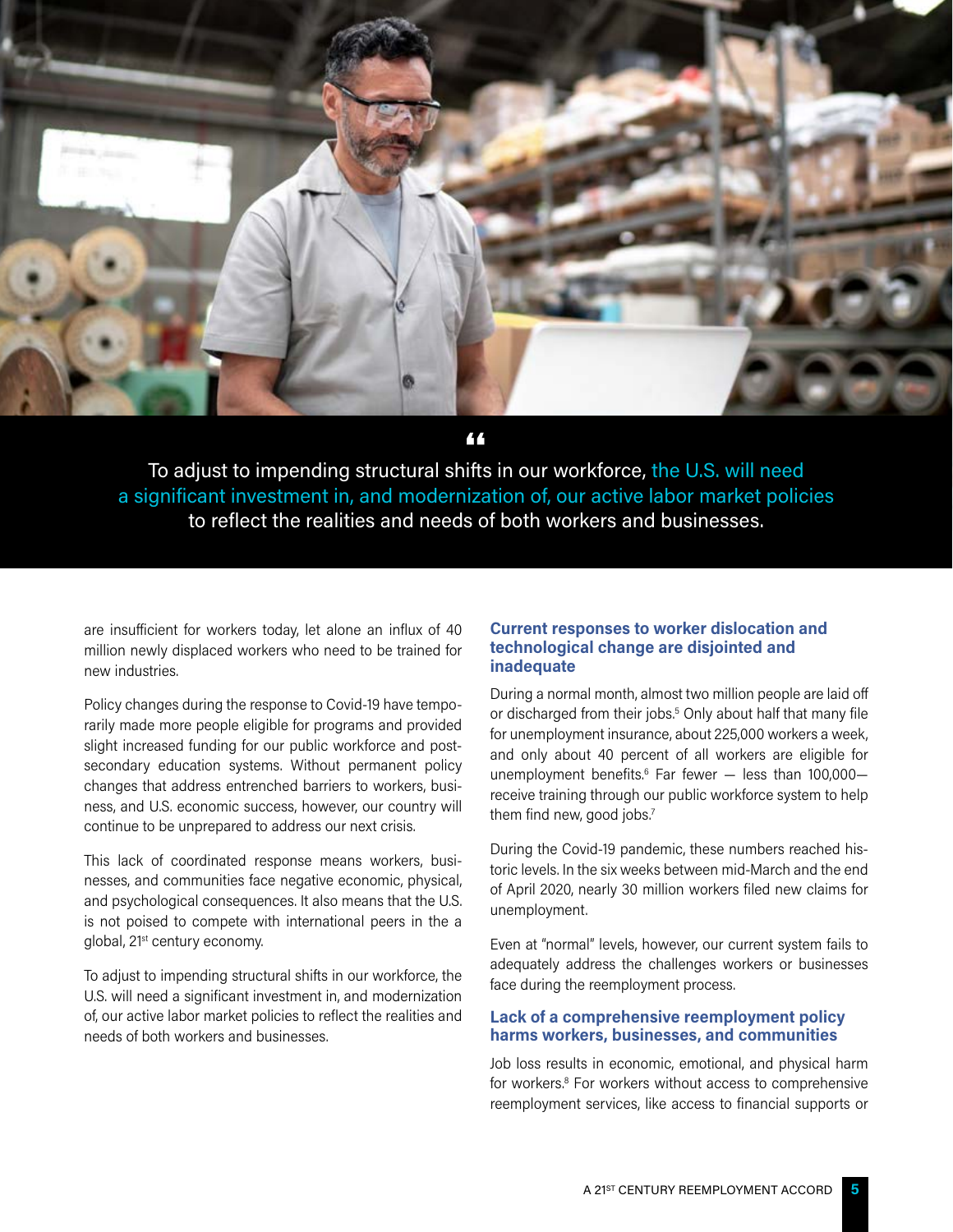> To adjust to impending structural shifts in our workforce, the U.S. will need a significant investment in, and modernization of, our active labor market policies to reflect the realities and needs of both workers and businesses.

are insufficient for workers today, let alone an influx of 40 million newly displaced workers who need to be trained for new industries.

Policy changes during the response to Covid-19 have temporarily made more people eligible for programs and provided slight increased funding for our public workforce and post-secondary education systems. Without permanent policy changes that address entrenched barriers to workers, business, and U.S. economic success, however, our country will continue to be unprepared to address our next crisis.

This lack of coordinated response means workers, businesses, and communities face negative economic, physical, and psychological consequences. It also means that the U.S. is not poised to compete with international peers in the a global, 21st century economy.

To adjust to impending structural shifts in our workforce, the U.S. will need a significant investment in, and modernization of, our active labor market policies to reflect the realities and needs of both workers and businesses.

### Current responses to worker dislocation and technological change are disjointed and inadequate

During a normal month, almost two million people are laid off or discharged from their jobs.[5] Only about half that many file for unemployment insurance, about 225,000 workers a week, and only about 40 percent of all workers are eligible for unemployment benefits.[6] Far fewer — less than 100,000— receive training through our public workforce system to help them find new, good jobs.[7]

During the Covid-19 pandemic, these numbers reached historic levels. In the six weeks between mid-March and the end of April 2020, nearly 30 million workers filed new claims for unemployment.

Even at "normal" levels, however, our current system fails to adequately address the challenges workers or businesses face during the reemployment process.

### Lack of a comprehensive reemployment policy harms workers, businesses, and communities

Job loss results in economic, emotional, and physical harm for workers.[8] For workers without access to comprehensive reemployment services, like access to financial supports or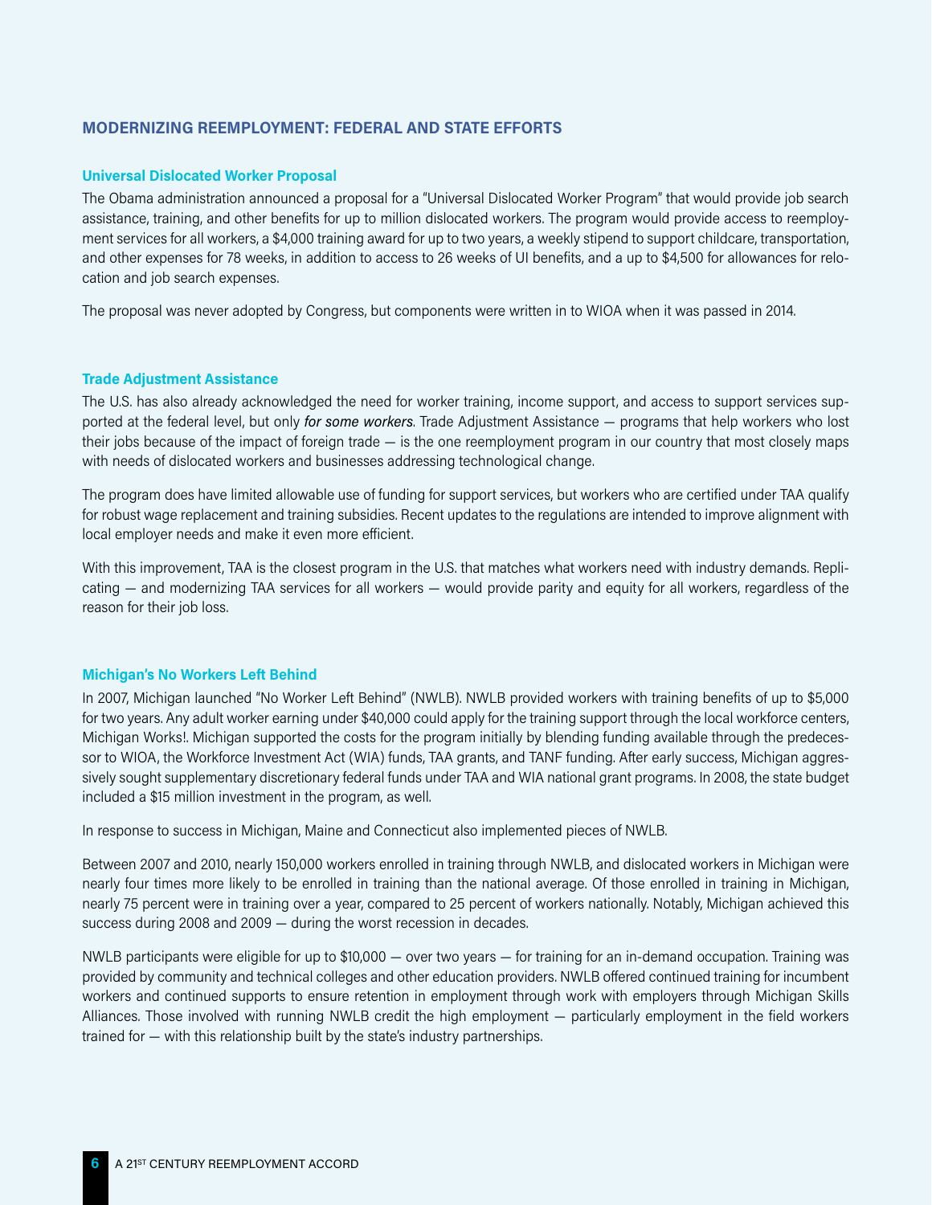## MODERNIZING REEMPLOYMENT: FEDERAL AND STATE EFFORTS

### Universal Dislocated Worker Proposal

The Obama administration announced a proposal for a "Universal Dislocated Worker Program" that would provide job search assistance, training, and other benefits for up to million dislocated workers. The program would provide access to reemployment services for all workers, a $4,000 training award for up to two years, a weekly stipend to support childcare, transportation, and other expenses for 78 weeks, in addition to access to 26 weeks of UI benefits, and a up to $4,500 for allowances for relocation and job search expenses.

The proposal was never adopted by Congress, but components were written in to WIOA when it was passed in 2014.

### Trade Adjustment Assistance

The U.S. has also already acknowledged the need for worker training, income support, and access to support services supported at the federal level, but only *for some workers*. Trade Adjustment Assistance — programs that help workers who lost their jobs because of the impact of foreign trade — is the one reemployment program in our country that most closely maps with needs of dislocated workers and businesses addressing technological change.

The program does have limited allowable use of funding for support services, but workers who are certified under TAA qualify for robust wage replacement and training subsidies. Recent updates to the regulations are intended to improve alignment with local employer needs and make it even more efficient.

With this improvement, TAA is the closest program in the U.S. that matches what workers need with industry demands. Replicating — and modernizing TAA services for all workers — would provide parity and equity for all workers, regardless of the reason for their job loss.

### Michigan's No Workers Left Behind

In 2007, Michigan launched "No Worker Left Behind" (NWLB). NWLB provided workers with training benefits of up to $5,000 for two years. Any adult worker earning under $40,000 could apply for the training support through the local workforce centers, Michigan Works!. Michigan supported the costs for the program initially by blending funding available through the predecessor to WIOA, the Workforce Investment Act (WIA) funds, TAA grants, and TANF funding. After early success, Michigan aggressively sought supplementary discretionary federal funds under TAA and WIA national grant programs. In 2008, the state budget included a $15 million investment in the program, as well.

In response to success in Michigan, Maine and Connecticut also implemented pieces of NWLB.

Between 2007 and 2010, nearly 150,000 workers enrolled in training through NWLB, and dislocated workers in Michigan were nearly four times more likely to be enrolled in training than the national average. Of those enrolled in training in Michigan, nearly 75 percent were in training over a year, compared to 25 percent of workers nationally. Notably, Michigan achieved this success during 2008 and 2009 — during the worst recession in decades.

NWLB participants were eligible for up to $10,000 — over two years — for training for an in-demand occupation. Training was provided by community and technical colleges and other education providers. NWLB offered continued training for incumbent workers and continued supports to ensure retention in employment through work with employers through Michigan Skills Alliances. Those involved with running NWLB credit the high employment — particularly employment in the field workers trained for — with this relationship built by the state's industry partnerships.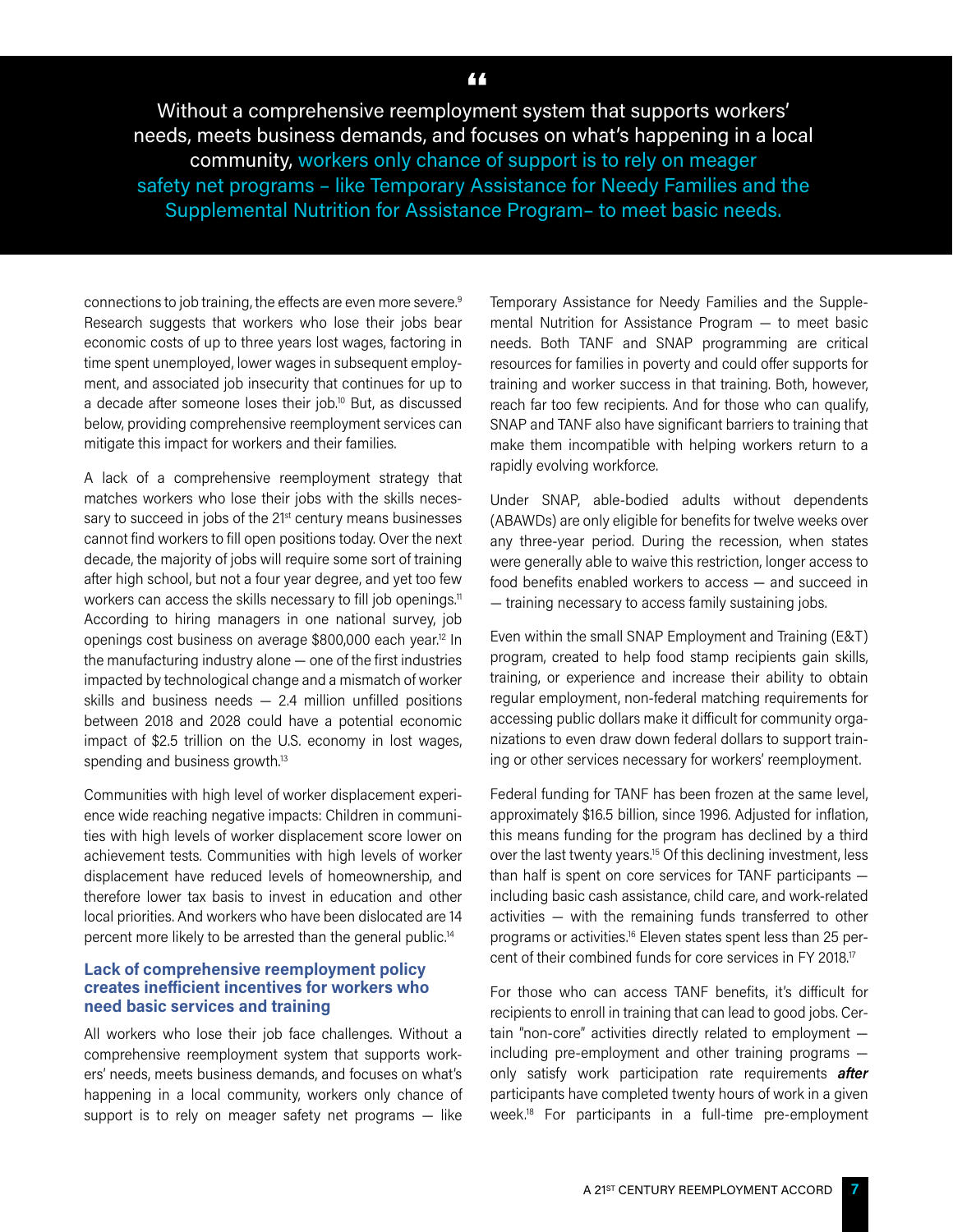> Without a comprehensive reemployment system that supports workers' needs, meets business demands, and focuses on what's happening in a local community, workers only chance of support is to rely on meager safety net programs – like Temporary Assistance for Needy Families and the Supplemental Nutrition for Assistance Program– to meet basic needs.

connections to job training, the effects are even more severe.[9] Research suggests that workers who lose their jobs bear economic costs of up to three years lost wages, factoring in time spent unemployed, lower wages in subsequent employment, and associated job insecurity that continues for up to a decade after someone loses their job.[10] But, as discussed below, providing comprehensive reemployment services can mitigate this impact for workers and their families.

A lack of a comprehensive reemployment strategy that matches workers who lose their jobs with the skills necessary to succeed in jobs of the 21st century means businesses cannot find workers to fill open positions today. Over the next decade, the majority of jobs will require some sort of training after high school, but not a four year degree, and yet too few workers can access the skills necessary to fill job openings.[11] According to hiring managers in one national survey, job openings cost business on average $800,000 each year.[12] In the manufacturing industry alone — one of the first industries impacted by technological change and a mismatch of worker skills and business needs — 2.4 million unfilled positions between 2018 and 2028 could have a potential economic impact of $2.5 trillion on the U.S. economy in lost wages, spending and business growth.[13]

Communities with high level of worker displacement experience wide reaching negative impacts: Children in communities with high levels of worker displacement score lower on achievement tests. Communities with high levels of worker displacement have reduced levels of homeownership, and therefore lower tax basis to invest in education and other local priorities. And workers who have been dislocated are 14 percent more likely to be arrested than the general public.[14]

### Lack of comprehensive reemployment policy creates inefficient incentives for workers who need basic services and training

All workers who lose their job face challenges. Without a comprehensive reemployment system that supports workers' needs, meets business demands, and focuses on what's happening in a local community, workers only chance of support is to rely on meager safety net programs — like Temporary Assistance for Needy Families and the Supplemental Nutrition for Assistance Program — to meet basic needs. Both TANF and SNAP programming are critical resources for families in poverty and could offer supports for training and worker success in that training. Both, however, reach far too few recipients. And for those who can qualify, SNAP and TANF also have significant barriers to training that make them incompatible with helping workers return to a rapidly evolving workforce.

Under SNAP, able-bodied adults without dependents (ABAWDs) are only eligible for benefits for twelve weeks over any three-year period. During the recession, when states were generally able to waive this restriction, longer access to food benefits enabled workers to access — and succeed in — training necessary to access family sustaining jobs.

Even within the small SNAP Employment and Training (E&T) program, created to help food stamp recipients gain skills, training, or experience and increase their ability to obtain regular employment, non-federal matching requirements for accessing public dollars make it difficult for community organizations to even draw down federal dollars to support training or other services necessary for workers' reemployment.

Federal funding for TANF has been frozen at the same level, approximately $16.5 billion, since 1996. Adjusted for inflation, this means funding for the program has declined by a third over the last twenty years.[15] Of this declining investment, less than half is spent on core services for TANF participants — including basic cash assistance, child care, and work-related activities — with the remaining funds transferred to other programs or activities.[16] Eleven states spent less than 25 percent of their combined funds for core services in FY 2018.[17]

For those who can access TANF benefits, it's difficult for recipients to enroll in training that can lead to good jobs. Certain "non-core" activities directly related to employment — including pre-employment and other training programs — only satisfy work participation rate requirements ***after*** participants have completed twenty hours of work in a given week.[18] For participants in a full-time pre-employment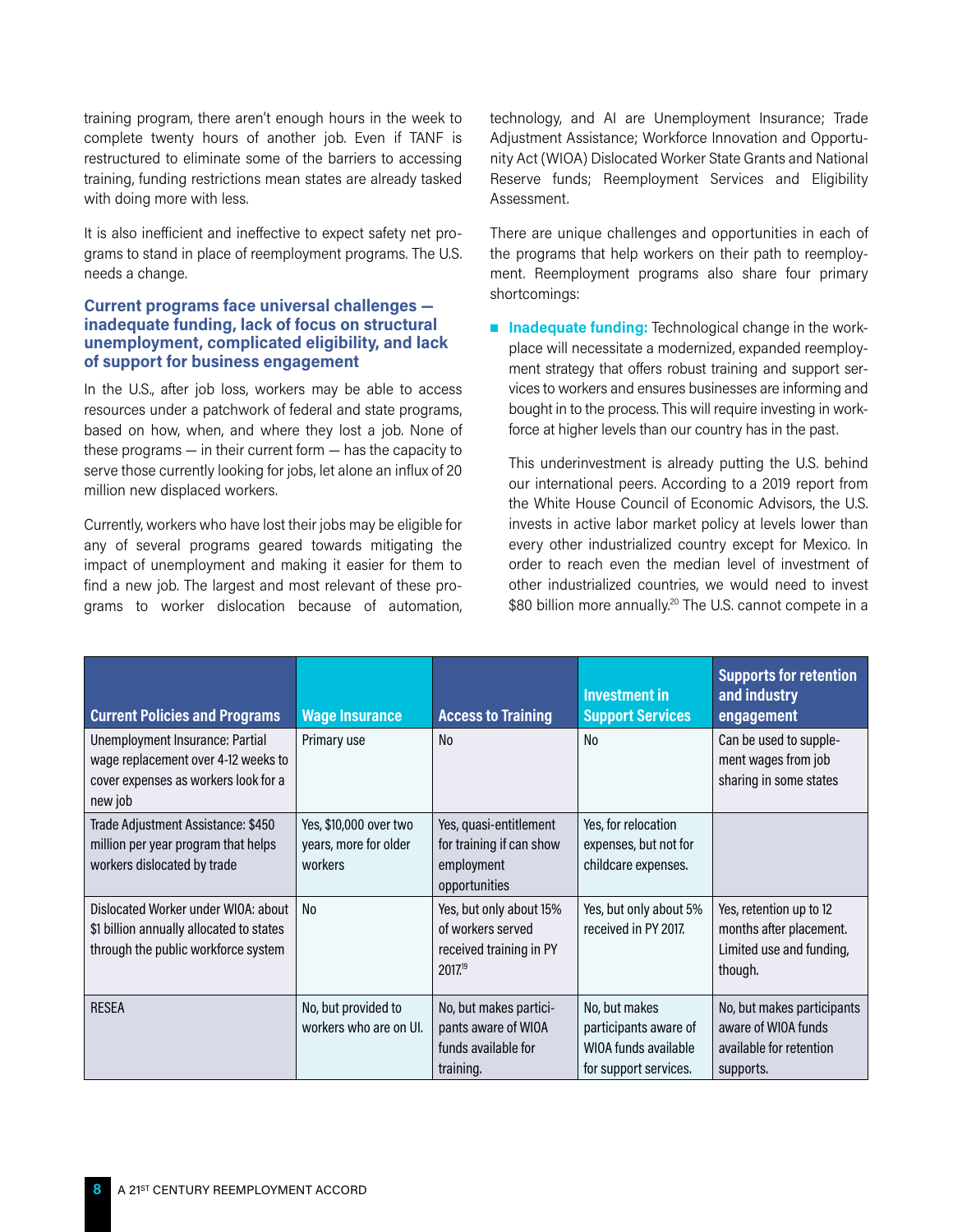training program, there aren't enough hours in the week to complete twenty hours of another job. Even if TANF is restructured to eliminate some of the barriers to accessing training, funding restrictions mean states are already tasked with doing more with less.

It is also inefficient and ineffective to expect safety net programs to stand in place of reemployment programs. The U.S. needs a change.

### Current programs face universal challenges — inadequate funding, lack of focus on structural unemployment, complicated eligibility, and lack of support for business engagement

In the U.S., after job loss, workers may be able to access resources under a patchwork of federal and state programs, based on how, when, and where they lost a job. None of these programs — in their current form — has the capacity to serve those currently looking for jobs, let alone an influx of 20 million new displaced workers.

Currently, workers who have lost their jobs may be eligible for any of several programs geared towards mitigating the impact of unemployment and making it easier for them to find a new job. The largest and most relevant of these programs to worker dislocation because of automation, technology, and AI are Unemployment Insurance; Trade Adjustment Assistance; Workforce Innovation and Opportunity Act (WIOA) Dislocated Worker State Grants and National Reserve funds; Reemployment Services and Eligibility Assessment.

There are unique challenges and opportunities in each of the programs that help workers on their path to reemployment. Reemployment programs also share four primary shortcomings:

- **Inadequate funding:** Technological change in the workplace will necessitate a modernized, expanded reemployment strategy that offers robust training and support services to workers and ensures businesses are informing and bought in to the process. This will require investing in workforce at higher levels than our country has in the past.

  This underinvestment is already putting the U.S. behind our international peers. According to a 2019 report from the White House Council of Economic Advisors, the U.S. invests in active labor market policy at levels lower than every other industrialized country except for Mexico. In order to reach even the median level of investment of other industrialized countries, we would need to invest \$80 billion more annually.[20] The U.S. cannot compete in a

| Current Policies and Programs | Wage Insurance | Access to Training | Investment in Support Services | Supports for retention and industry engagement |
|---|---|---|---|---|
| Unemployment Insurance: Partial wage replacement over 4-12 weeks to cover expenses as workers look for a new job | Primary use | No | No | Can be used to supplement wages from job sharing in some states |
| Trade Adjustment Assistance: \$450 million per year program that helps workers dislocated by trade | Yes, \$10,000 over two years, more for older workers | Yes, quasi-entitlement for training if can show employment opportunities | Yes, for relocation expenses, but not for childcare expenses. | |
| Dislocated Worker under WIOA: about \$1 billion annually allocated to states through the public workforce system | No | Yes, but only about 15% of workers served received training in PY 2017.[19] | Yes, but only about 5% received in PY 2017. | Yes, retention up to 12 months after placement. Limited use and funding, though. |
| RESEA | No, but provided to workers who are on UI. | No, but makes participants aware of WIOA funds available for training. | No, but makes participants aware of WIOA funds available for support services. | No, but makes participants aware of WIOA funds available for retention supports. |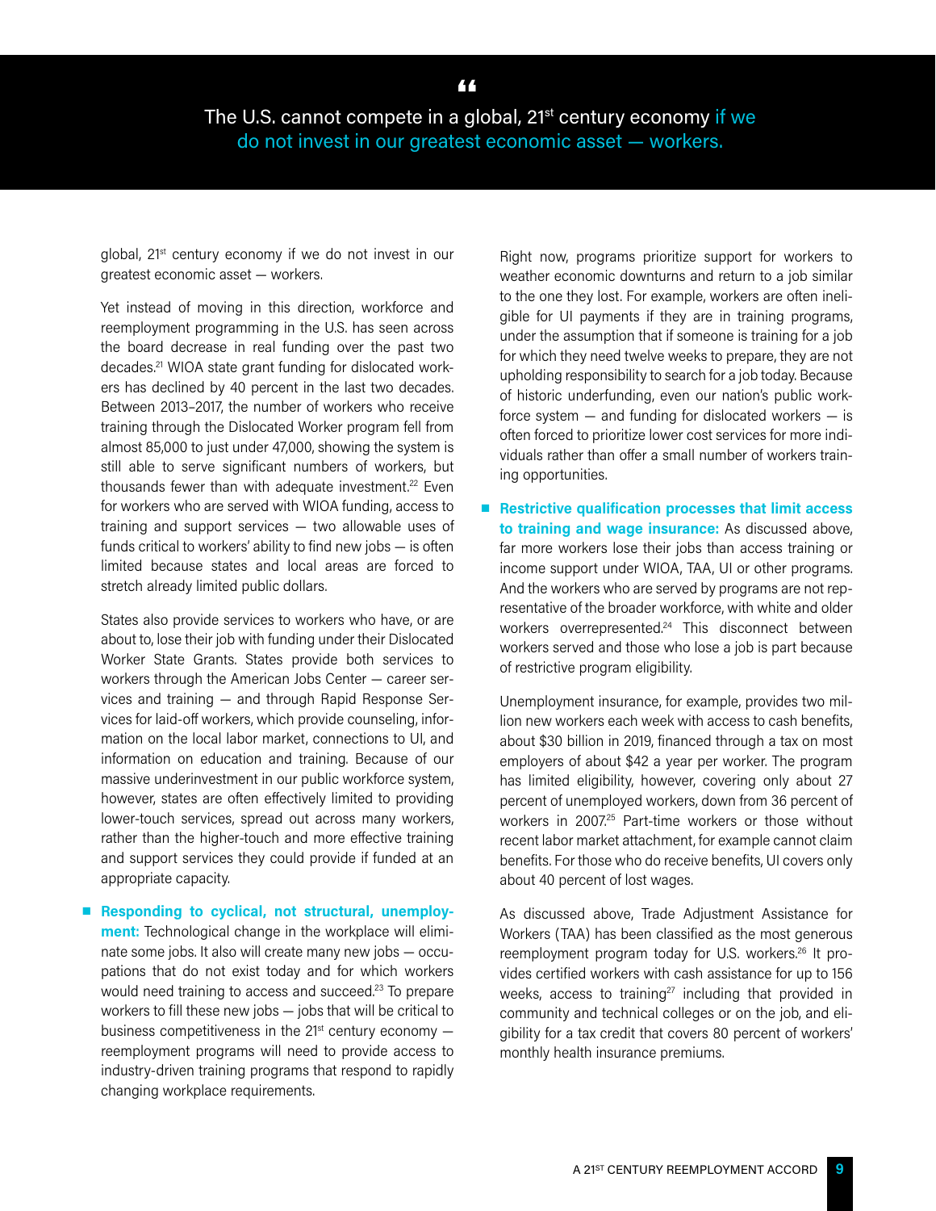> The U.S. cannot compete in a global, 21st century economy if we do not invest in our greatest economic asset — workers.

global, 21st century economy if we do not invest in our greatest economic asset — workers.

Yet instead of moving in this direction, workforce and reemployment programming in the U.S. has seen across the board decrease in real funding over the past two decades.[21] WIOA state grant funding for dislocated workers has declined by 40 percent in the last two decades. Between 2013–2017, the number of workers who receive training through the Dislocated Worker program fell from almost 85,000 to just under 47,000, showing the system is still able to serve significant numbers of workers, but thousands fewer than with adequate investment.[22] Even for workers who are served with WIOA funding, access to training and support services — two allowable uses of funds critical to workers' ability to find new jobs — is often limited because states and local areas are forced to stretch already limited public dollars.

States also provide services to workers who have, or are about to, lose their job with funding under their Dislocated Worker State Grants. States provide both services to workers through the American Jobs Center — career services and training — and through Rapid Response Services for laid-off workers, which provide counseling, information on the local labor market, connections to UI, and information on education and training. Because of our massive underinvestment in our public workforce system, however, states are often effectively limited to providing lower-touch services, spread out across many workers, rather than the higher-touch and more effective training and support services they could provide if funded at an appropriate capacity.

- **Responding to cyclical, not structural, unemployment:** Technological change in the workplace will eliminate some jobs. It also will create many new jobs — occupations that do not exist today and for which workers would need training to access and succeed.[23] To prepare workers to fill these new jobs — jobs that will be critical to business competitiveness in the 21st century economy — reemployment programs will need to provide access to industry-driven training programs that respond to rapidly changing workplace requirements.

  Right now, programs prioritize support for workers to weather economic downturns and return to a job similar to the one they lost. For example, workers are often ineligible for UI payments if they are in training programs, under the assumption that if someone is training for a job for which they need twelve weeks to prepare, they are not upholding responsibility to search for a job today. Because of historic underfunding, even our nation's public workforce system — and funding for dislocated workers — is often forced to prioritize lower cost services for more individuals rather than offer a small number of workers training opportunities.

- **Restrictive qualification processes that limit access to training and wage insurance:** As discussed above, far more workers lose their jobs than access training or income support under WIOA, TAA, UI or other programs. And the workers who are served by programs are not representative of the broader workforce, with white and older workers overrepresented.[24] This disconnect between workers served and those who lose a job is part because of restrictive program eligibility.

  Unemployment insurance, for example, provides two million new workers each week with access to cash benefits, about $30 billion in 2019, financed through a tax on most employers of about $42 a year per worker. The program has limited eligibility, however, covering only about 27 percent of unemployed workers, down from 36 percent of workers in 2007.[25] Part-time workers or those without recent labor market attachment, for example cannot claim benefits. For those who do receive benefits, UI covers only about 40 percent of lost wages.

  As discussed above, Trade Adjustment Assistance for Workers (TAA) has been classified as the most generous reemployment program today for U.S. workers.[26] It provides certified workers with cash assistance for up to 156 weeks, access to training[27] including that provided in community and technical colleges or on the job, and eligibility for a tax credit that covers 80 percent of workers' monthly health insurance premiums.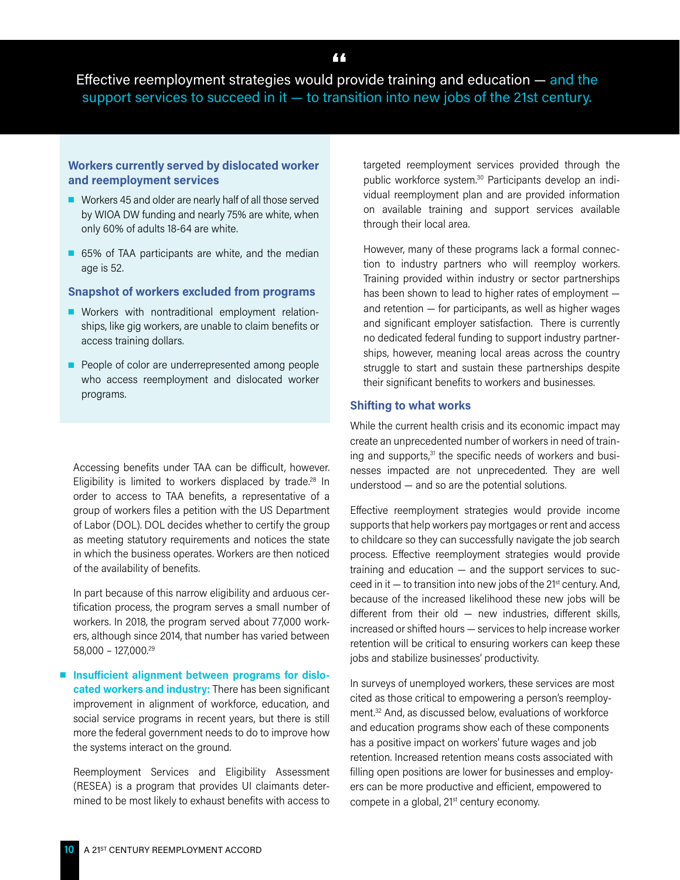> Effective reemployment strategies would provide training and education — and the support services to succeed in it — to transition into new jobs of the 21st century.

### Workers currently served by dislocated worker and reemployment services

- Workers 45 and older are nearly half of all those served by WIOA DW funding and nearly 75% are white, when only 60% of adults 18-64 are white.
- 65% of TAA participants are white, and the median age is 52.

### Snapshot of workers excluded from programs

- Workers with nontraditional employment relationships, like gig workers, are unable to claim benefits or access training dollars.
- People of color are underrepresented among people who access reemployment and dislocated worker programs.

Accessing benefits under TAA can be difficult, however. Eligibility is limited to workers displaced by trade.[28] In order to access to TAA benefits, a representative of a group of workers files a petition with the US Department of Labor (DOL). DOL decides whether to certify the group as meeting statutory requirements and notices the state in which the business operates. Workers are then noticed of the availability of benefits.

In part because of this narrow eligibility and arduous certification process, the program serves a small number of workers. In 2018, the program served about 77,000 workers, although since 2014, that number has varied between 58,000 – 127,000.[29]

- **Insufficient alignment between programs for dislocated workers and industry:** There has been significant improvement in alignment of workforce, education, and social service programs in recent years, but there is still more the federal government needs to do to improve how the systems interact on the ground.

  Reemployment Services and Eligibility Assessment (RESEA) is a program that provides UI claimants determined to be most likely to exhaust benefits with access to targeted reemployment services provided through the public workforce system.[30] Participants develop an individual reemployment plan and are provided information on available training and support services available through their local area.

  However, many of these programs lack a formal connection to industry partners who will reemploy workers. Training provided within industry or sector partnerships has been shown to lead to higher rates of employment — and retention — for participants, as well as higher wages and significant employer satisfaction. There is currently no dedicated federal funding to support industry partnerships, however, meaning local areas across the country struggle to start and sustain these partnerships despite their significant benefits to workers and businesses.

### Shifting to what works

While the current health crisis and its economic impact may create an unprecedented number of workers in need of training and supports,[31] the specific needs of workers and businesses impacted are not unprecedented. They are well understood — and so are the potential solutions.

Effective reemployment strategies would provide income supports that help workers pay mortgages or rent and access to childcare so they can successfully navigate the job search process. Effective reemployment strategies would provide training and education — and the support services to succeed in it — to transition into new jobs of the 21st century. And, because of the increased likelihood these new jobs will be different from their old — new industries, different skills, increased or shifted hours — services to help increase worker retention will be critical to ensuring workers can keep these jobs and stabilize businesses' productivity.

In surveys of unemployed workers, these services are most cited as those critical to empowering a person's reemployment.[32] And, as discussed below, evaluations of workforce and education programs show each of these components has a positive impact on workers' future wages and job retention. Increased retention means costs associated with filling open positions are lower for businesses and employers can be more productive and efficient, empowered to compete in a global, 21st century economy.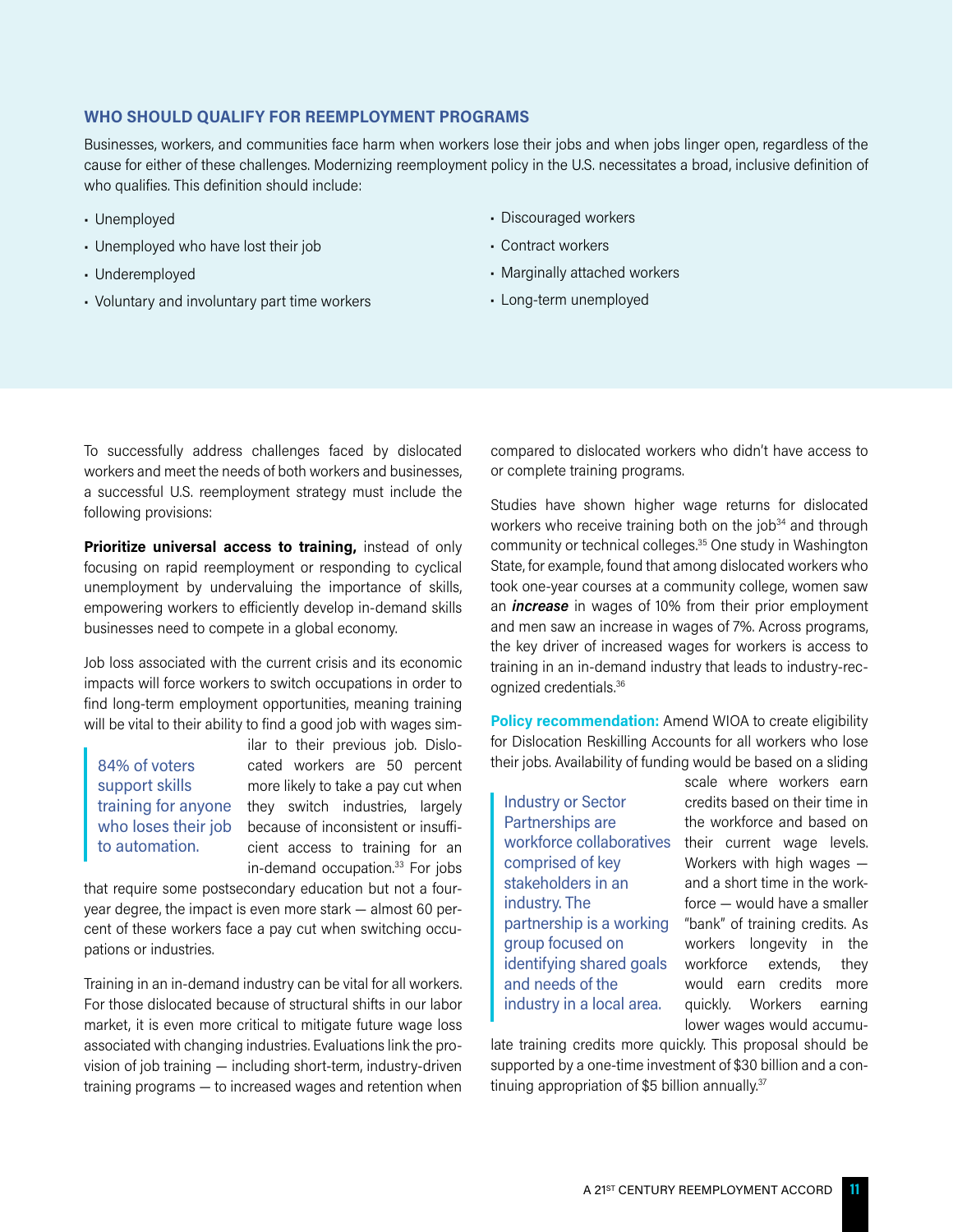### WHO SHOULD QUALIFY FOR REEMPLOYMENT PROGRAMS

Businesses, workers, and communities face harm when workers lose their jobs and when jobs linger open, regardless of the cause for either of these challenges. Modernizing reemployment policy in the U.S. necessitates a broad, inclusive definition of who qualifies. This definition should include:

- Unemployed
- Unemployed who have lost their job
- Underemployed
- Voluntary and involuntary part time workers
- Discouraged workers
- Contract workers
- Marginally attached workers
- Long-term unemployed

To successfully address challenges faced by dislocated workers and meet the needs of both workers and businesses, a successful U.S. reemployment strategy must include the following provisions:

**Prioritize universal access to training,** instead of only focusing on rapid reemployment or responding to cyclical unemployment by undervaluing the importance of skills, empowering workers to efficiently develop in-demand skills businesses need to compete in a global economy.

Job loss associated with the current crisis and its economic impacts will force workers to switch occupations in order to find long-term employment opportunities, meaning training will be vital to their ability to find a good job with wages similar to their previous job. Dislocated workers are 50 percent more likely to take a pay cut when they switch industries, largely because of inconsistent or insufficient access to training for an in-demand occupation.[33] For jobs that require some postsecondary education but not a four-year degree, the impact is even more stark — almost 60 percent of these workers face a pay cut when switching occupations or industries.

> 84% of voters support skills training for anyone who loses their job to automation.

Training in an in-demand industry can be vital for all workers. For those dislocated because of structural shifts in our labor market, it is even more critical to mitigate future wage loss associated with changing industries. Evaluations link the provision of job training — including short-term, industry-driven training programs — to increased wages and retention when compared to dislocated workers who didn't have access to or complete training programs.

Studies have shown higher wage returns for dislocated workers who receive training both on the job[34] and through community or technical colleges.[35] One study in Washington State, for example, found that among dislocated workers who took one-year courses at a community college, women saw an ***increase*** in wages of 10% from their prior employment and men saw an increase in wages of 7%. Across programs, the key driver of increased wages for workers is access to training in an in-demand industry that leads to industry-recognized credentials.[36]

**Policy recommendation:** Amend WIOA to create eligibility for Dislocation Reskilling Accounts for all workers who lose their jobs. Availability of funding would be based on a sliding scale where workers earn credits based on their time in the workforce and based on their current wage levels. Workers with high wages — and a short time in the workforce — would have a smaller "bank" of training credits. As workers longevity in the workforce extends, they would earn credits more quickly. Workers earning lower wages would accumulate training credits more quickly. This proposal should be supported by a one-time investment of $30 billion and a continuing appropriation of $5 billion annually.[37]

> Industry or Sector Partnerships are workforce collaboratives comprised of key stakeholders in an industry. The partnership is a working group focused on identifying shared goals and needs of the industry in a local area.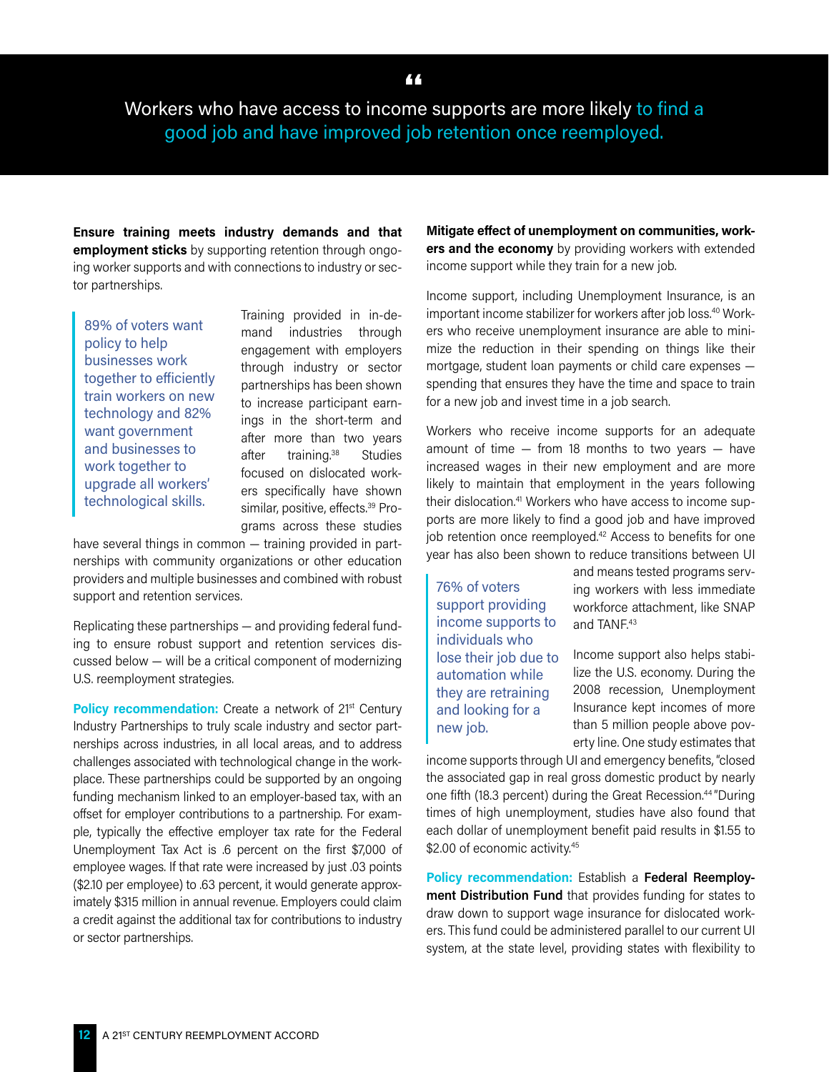> Workers who have access to income supports are more likely to find a good job and have improved job retention once reemployed.

**Ensure training meets industry demands and that employment sticks** by supporting retention through ongoing worker supports and with connections to industry or sector partnerships.

> 89% of voters want policy to help businesses work together to efficiently train workers on new technology and 82% want government and businesses to work together to upgrade all workers' technological skills.

Training provided in in-demand industries through engagement with employers through industry or sector partnerships has been shown to increase participant earnings in the short-term and after more than two years after training.[38] Studies focused on dislocated workers specifically have shown similar, positive, effects.[39] Programs across these studies have several things in common — training provided in partnerships with community organizations or other education providers and multiple businesses and combined with robust support and retention services.

Replicating these partnerships — and providing federal funding to ensure robust support and retention services discussed below — will be a critical component of modernizing U.S. reemployment strategies.

**Policy recommendation:** Create a network of 21st Century Industry Partnerships to truly scale industry and sector partnerships across industries, in all local areas, and to address challenges associated with technological change in the workplace. These partnerships could be supported by an ongoing funding mechanism linked to an employer-based tax, with an offset for employer contributions to a partnership. For example, typically the effective employer tax rate for the Federal Unemployment Tax Act is .6 percent on the first $7,000 of employee wages. If that rate were increased by just .03 points ($2.10 per employee) to .63 percent, it would generate approximately $315 million in annual revenue. Employers could claim a credit against the additional tax for contributions to industry or sector partnerships.

**Mitigate effect of unemployment on communities, workers and the economy** by providing workers with extended income support while they train for a new job.

Income support, including Unemployment Insurance, is an important income stabilizer for workers after job loss.[40] Workers who receive unemployment insurance are able to minimize the reduction in their spending on things like their mortgage, student loan payments or child care expenses — spending that ensures they have the time and space to train for a new job and invest time in a job search.

Workers who receive income supports for an adequate amount of time — from 18 months to two years — have increased wages in their new employment and are more likely to maintain that employment in the years following their dislocation.[41] Workers who have access to income supports are more likely to find a good job and have improved job retention once reemployed.[42] Access to benefits for one year has also been shown to reduce transitions between UI and means tested programs serving workers with less immediate workforce attachment, like SNAP and TANF.[43]

> 76% of voters support providing income supports to individuals who lose their job due to automation while they are retraining and looking for a new job.

Income support also helps stabilize the U.S. economy. During the 2008 recession, Unemployment Insurance kept incomes of more than 5 million people above poverty line. One study estimates that income supports through UI and emergency benefits, "closed the associated gap in real gross domestic product by nearly one fifth (18.3 percent) during the Great Recession.[44]" During times of high unemployment, studies have also found that each dollar of unemployment benefit paid results in $1.55 to $2.00 of economic activity.[45]

**Policy recommendation:** Establish a **Federal Reemployment Distribution Fund** that provides funding for states to draw down to support wage insurance for dislocated workers. This fund could be administered parallel to our current UI system, at the state level, providing states with flexibility to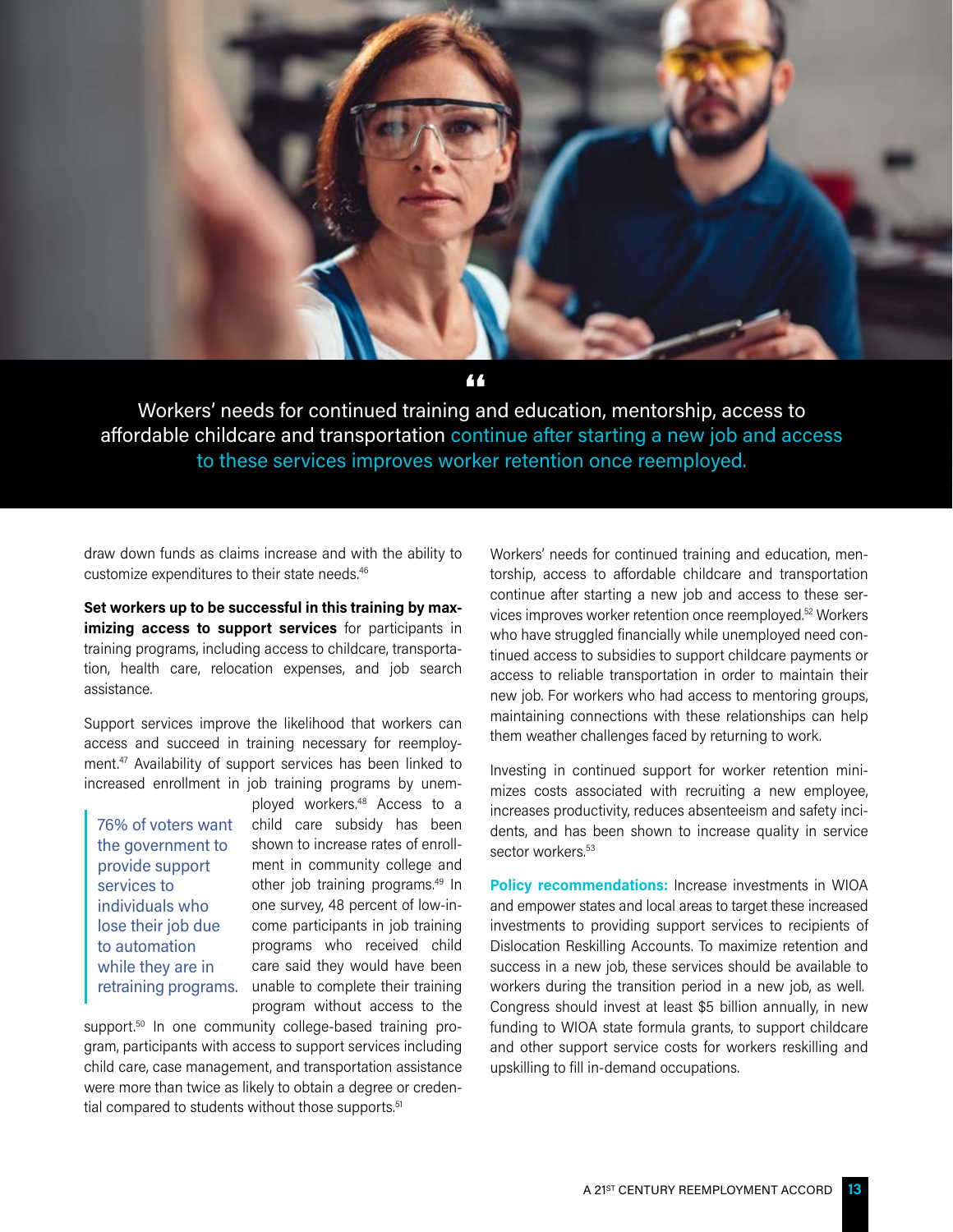> Workers' needs for continued training and education, mentorship, access to affordable childcare and transportation continue after starting a new job and access to these services improves worker retention once reemployed.

draw down funds as claims increase and with the ability to customize expenditures to their state needs.[46]

**Set workers up to be successful in this training by maximizing access to support services** for participants in training programs, including access to childcare, transportation, health care, relocation expenses, and job search assistance.

Support services improve the likelihood that workers can access and succeed in training necessary for reemployment.[47] Availability of support services has been linked to increased enrollment in job training programs by unemployed workers.[48] Access to a child care subsidy has been shown to increase rates of enrollment in community college and other job training programs.[49] In one survey, 48 percent of low-income participants in job training programs who received child care said they would have been unable to complete their training program without access to the support.[50] In one community college-based training program, participants with access to support services including child care, case management, and transportation assistance were more than twice as likely to obtain a degree or credential compared to students without those supports.[51]

> 76% of voters want the government to provide support services to individuals who lose their job due to automation while they are in retraining programs.

Workers' needs for continued training and education, mentorship, access to affordable childcare and transportation continue after starting a new job and access to these services improves worker retention once reemployed.[52] Workers who have struggled financially while unemployed need continued access to subsidies to support childcare payments or access to reliable transportation in order to maintain their new job. For workers who had access to mentoring groups, maintaining connections with these relationships can help them weather challenges faced by returning to work.

Investing in continued support for worker retention minimizes costs associated with recruiting a new employee, increases productivity, reduces absenteeism and safety incidents, and has been shown to increase quality in service sector workers.[53]

**Policy recommendations:** Increase investments in WIOA and empower states and local areas to target these increased investments to providing support services to recipients of Dislocation Reskilling Accounts. To maximize retention and success in a new job, these services should be available to workers during the transition period in a new job, as well. Congress should invest at least $5 billion annually, in new funding to WIOA state formula grants, to support childcare and other support service costs for workers reskilling and upskilling to fill in-demand occupations.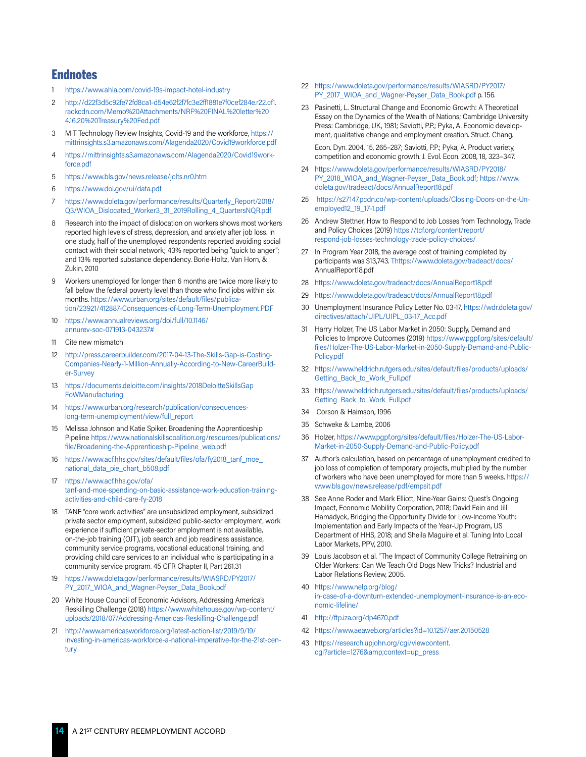# Endnotes

1. https://www.ahla.com/covid-19s-impact-hotel-industry
2. http://d22f3d5c92fe72fd8ca1-d54e62f2f7fc3e2ff1881e7f0cef284e.r22.cf1.rackcdn.com/Memo%20Attachments/NRF%20FINAL%20letter%204.16.20%20Treasury%20Fed.pdf
3. MIT Technology Review Insights, Covid-19 and the workforce, https://mittrinsights.s3.amazonaws.com/AIagenda2020/Covid19workforce.pdf
4. https://mittrinsights.s3.amazonaws.com/AIagenda2020/Covid19workforce.pdf
5. https://www.bls.gov/news.release/jolts.nr0.htm
6. https://www.dol.gov/ui/data.pdf
7. https://www.doleta.gov/performance/results/Quarterly_Report/2018/Q3/WIOA_Dislocated_Worker3_31_2019Rolling_4_QuartersNQR.pdf
8. Research into the impact of dislocation on workers shows most workers reported high levels of stress, depression, and anxiety after job loss. In one study, half of the unemployed respondents reported avoiding social contact with their social network; 43% reported being "quick to anger"; and 13% reported substance dependency. Borie-Holtz, Van Horn, & Zukin, 2010
9. Workers unemployed for longer than 6 months are twice more likely to fall below the federal poverty level than those who find jobs within six months. https://www.urban.org/sites/default/files/publication/23921/412887-Consequences-of-Long-Term-Unemployment.PDF
10. https://www.annualreviews.org/doi/full/10.1146/annurev-soc-071913-043237#
11. Cite new mismatch
12. http://press.careerbuilder.com/2017-04-13-The-Skills-Gap-is-Costing-Companies-Nearly-1-Million-Annually-According-to-New-CareerBuilder-Survey
13. https://documents.deloitte.com/insights/2018DeloitteSkillsGapFoWManufacturing
14. https://www.urban.org/research/publication/consequences-long-term-unemployment/view/full_report
15. Melissa Johnson and Katie Spiker, Broadening the Apprenticeship Pipeline https://www.nationalskillscoalition.org/resources/publications/file/Broadening-the-Apprenticeship-Pipeline_web.pdf
16. https://www.acf.hhs.gov/sites/default/files/ofa/fy2018_tanf_moe_national_data_pie_chart_b508.pdf
17. https://www.acf.hhs.gov/ofa/tanf-and-moe-spending-on-basic-assistance-work-education-training-activities-and-child-care-fy-2018
18. TANF "core work activities" are unsubsidized employment, subsidized private sector employment, subsidized public-sector employment, work experience if sufficient private-sector employment is not available, on-the-job training (OJT), job search and job readiness assistance, community service programs, vocational educational training, and providing child care services to an individual who is participating in a community service program. 45 CFR Chapter II, Part 261.31
19. https://www.doleta.gov/performance/results/WIASRD/PY2017/PY_2017_WIOA_and_Wagner-Peyser_Data_Book.pdf
20. White House Council of Economic Advisors, Addressing America's Reskilling Challenge (2018) https://www.whitehouse.gov/wp-content/uploads/2018/07/Addressing-Americas-Reskilling-Challenge.pdf
21. http://www.americasworkforce.org/latest-action-list/2019/9/19/investing-in-americas-workforce-a-national-imperative-for-the-21st-century
22. https://www.doleta.gov/performance/results/WIASRD/PY2017/PY_2017_WIOA_and_Wagner-Peyser_Data_Book.pdf p. 156.
23. Pasinetti, L. Structural Change and Economic Growth: A Theoretical Essay on the Dynamics of the Wealth of Nations; Cambridge University Press: Cambridge, UK, 1981; Saviotti, P.P.; Pyka, A. Economic development, qualitative change and employment creation. Struct. Chang.

    Econ. Dyn. 2004, 15, 265–287; Saviotti, P.P.; Pyka, A. Product variety, competition and economic growth. J. Evol. Econ. 2008, 18, 323–347.
24. https://www.doleta.gov/performance/results/WIASRD/PY2018/PY_2018_WIOA_and_Wagner-Peyser_Data_Book.pdf; https://www.doleta.gov/tradeact/docs/AnnualReport18.pdf
25. https://s27147.pcdn.co/wp-content/uploads/Closing-Doors-on-the-Unemployed12_19_17-1.pdf
26. Andrew Stettner, How to Respond to Job Losses from Technology, Trade and Policy Choices (2019) https://tcf.org/content/report/respond-job-losses-technology-trade-policy-choices/
27. In Program Year 2018, the average cost of training completed by participants was $13,743. Thttps://www.doleta.gov/tradeact/docs/AnnualReport18.pdf
28. https://www.doleta.gov/tradeact/docs/AnnualReport18.pdf
29. https://www.doleta.gov/tradeact/docs/AnnualReport18.pdf
30. Unemployment Insurance Policy Letter No. 03-17, https://wdr.doleta.gov/directives/attach/UIPL/UIPL_03-17_Acc.pdf
31. Harry Holzer, The US Labor Market in 2050: Supply, Demand and Policies to Improve Outcomes (2019) https://www.pgpf.org/sites/default/files/Holzer-The-US-Labor-Market-in-2050-Supply-Demand-and-Public-Policy.pdf
32. https://www.heldrich.rutgers.edu/sites/default/files/products/uploads/Getting_Back_to_Work_Full.pdf
33. https://www.heldrich.rutgers.edu/sites/default/files/products/uploads/Getting_Back_to_Work_Full.pdf
34. Corson & Haimson, 1996
35. Schweke & Lambe, 2006
36. Holzer, https://www.pgpf.org/sites/default/files/Holzer-The-US-Labor-Market-in-2050-Supply-Demand-and-Public-Policy.pdf
37. Author's calculation, based on percentage of unemployment credited to job loss of completion of temporary projects, multiplied by the number of workers who have been unemployed for more than 5 weeks. https://www.bls.gov/news.release/pdf/empsit.pdf
38. See Anne Roder and Mark Elliott, Nine-Year Gains: Quest's Ongoing Impact, Economic Mobility Corporation, 2018; David Fein and Jill Hamadyck, Bridging the Opportunity Divide for Low-Income Youth: Implementation and Early Impacts of the Year-Up Program, US Department of HHS, 2018; and Sheila Maguire et al. Tuning Into Local Labor Markets, PPV, 2010.
39. Louis Jacobson et al. "The Impact of Community College Retraining on Older Workers: Can We Teach Old Dogs New Tricks? Industrial and Labor Relations Review, 2005.
40. https://www.nelp.org/blog/in-case-of-a-downturn-extended-unemployment-insurance-is-an-economic-lifeline/
41. http://ftp.iza.org/dp4670.pdf
42. https://www.aeaweb.org/articles?id=10.1257/aer.20150528
43. https://research.upjohn.org/cgi/viewcontent.cgi?article=1276&amp;context=up_press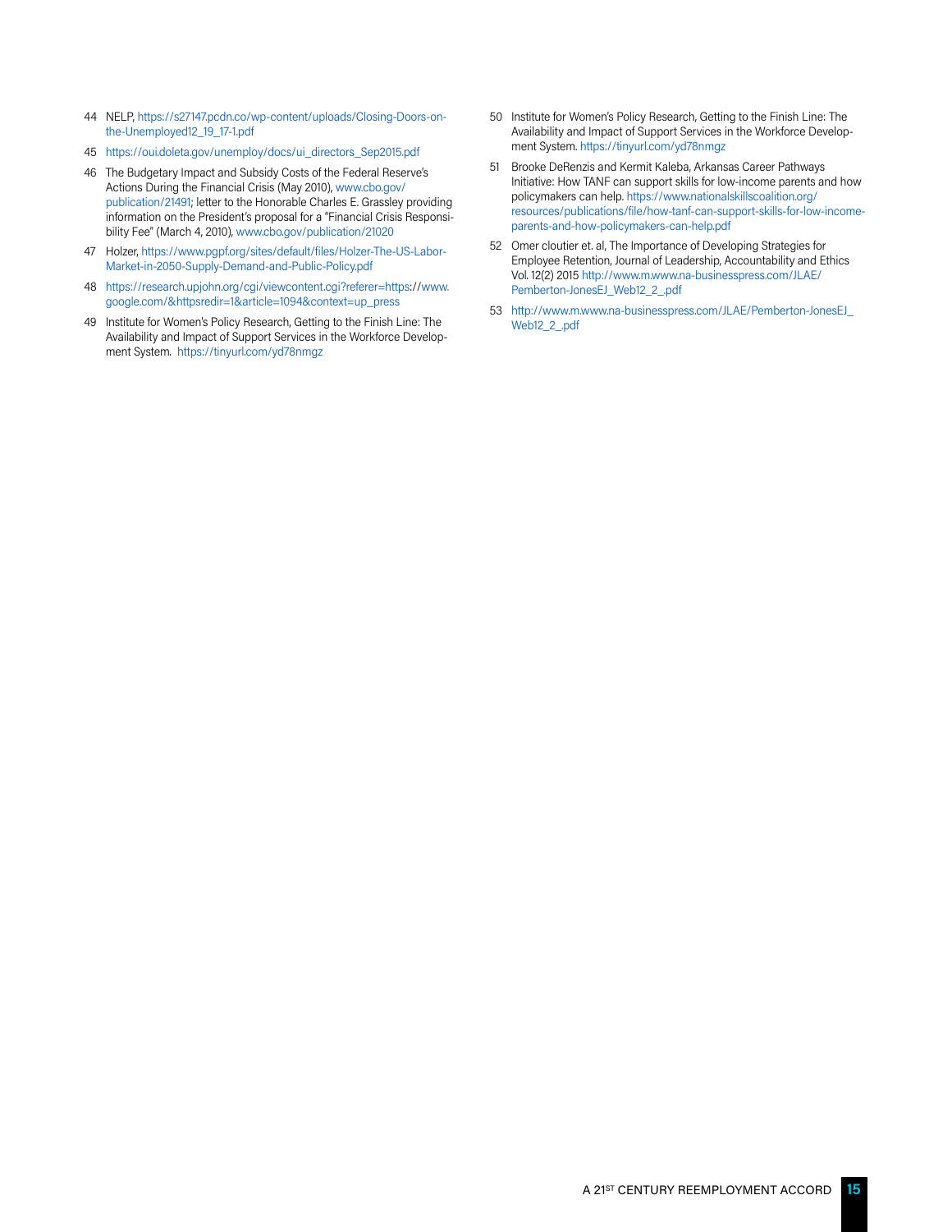44 NELP, https://s27147.pcdn.co/wp-content/uploads/Closing-Doors-on-the-Unemployed12_19_17-1.pdf

45 https://oui.doleta.gov/unemploy/docs/ui_directors_Sep2015.pdf

46 The Budgetary Impact and Subsidy Costs of the Federal Reserve's Actions During the Financial Crisis (May 2010), www.cbo.gov/publication/21491; letter to the Honorable Charles E. Grassley providing information on the President's proposal for a "Financial Crisis Responsibility Fee" (March 4, 2010), www.cbo.gov/publication/21020

47 Holzer, https://www.pgpf.org/sites/default/files/Holzer-The-US-Labor-Market-in-2050-Supply-Demand-and-Public-Policy.pdf

48 https://research.upjohn.org/cgi/viewcontent.cgi?referer=https://www.google.com/&httpsredir=1&article=1094&context=up_press

49 Institute for Women's Policy Research, Getting to the Finish Line: The Availability and Impact of Support Services in the Workforce Development System. https://tinyurl.com/yd78nmgz

50 Institute for Women's Policy Research, Getting to the Finish Line: The Availability and Impact of Support Services in the Workforce Development System. https://tinyurl.com/yd78nmgz

51 Brooke DeRenzis and Kermit Kaleba, Arkansas Career Pathways Initiative: How TANF can support skills for low-income parents and how policymakers can help. https://www.nationalskillscoalition.org/resources/publications/file/how-tanf-can-support-skills-for-low-income-parents-and-how-policymakers-can-help.pdf

52 Omer cloutier et. al, The Importance of Developing Strategies for Employee Retention, Journal of Leadership, Accountability and Ethics Vol. 12(2) 2015 http://www.m.www.na-businesspress.com/JLAE/Pemberton-JonesEJ_Web12_2_.pdf

53 http://www.m.www.na-businesspress.com/JLAE/Pemberton-JonesEJ_Web12_2_.pdf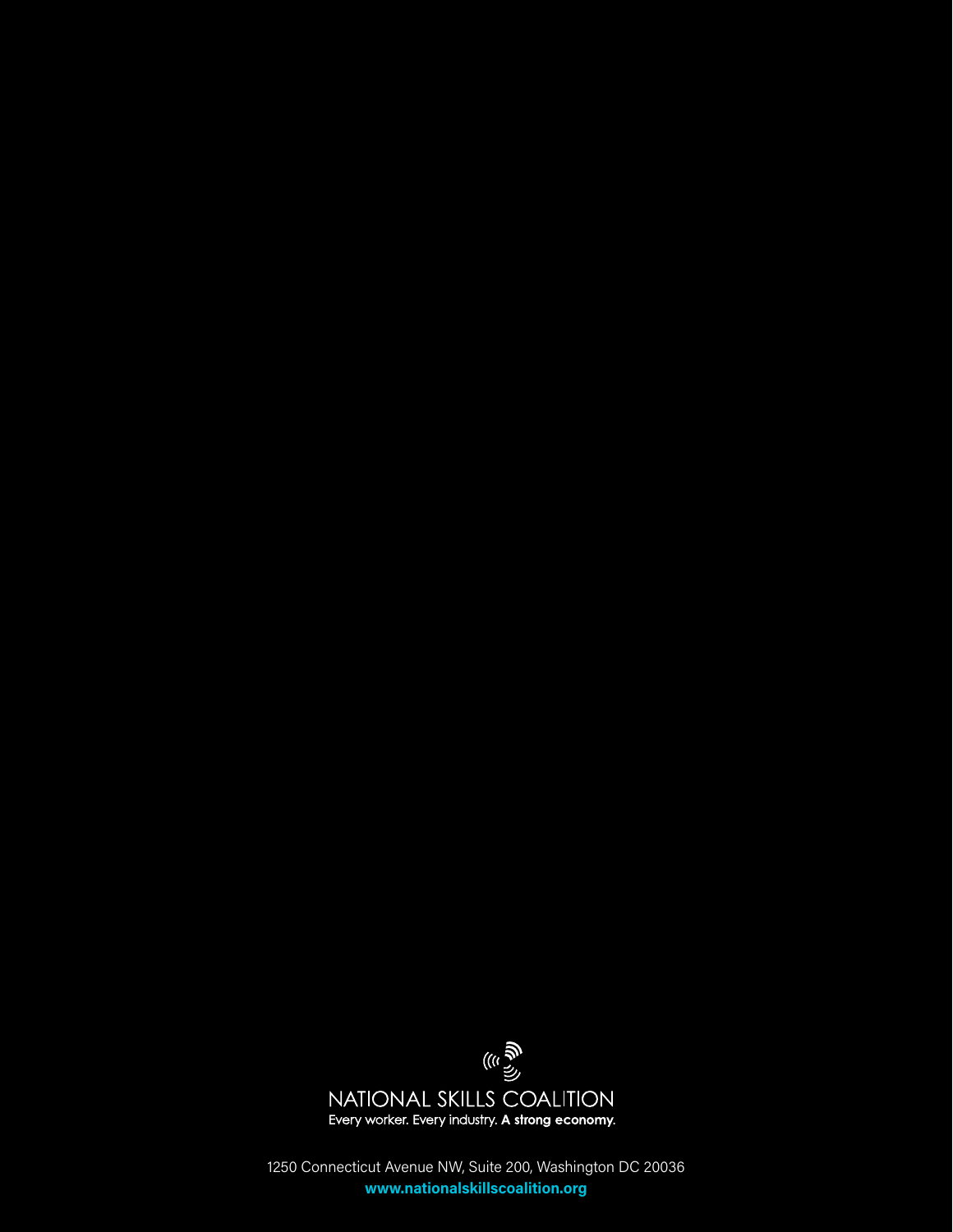NATIONAL SKILLS COALITION

Every worker. Every industry. **A strong economy.**

1250 Connecticut Avenue NW, Suite 200, Washington DC 20036

**www.nationalskillscoalition.org**